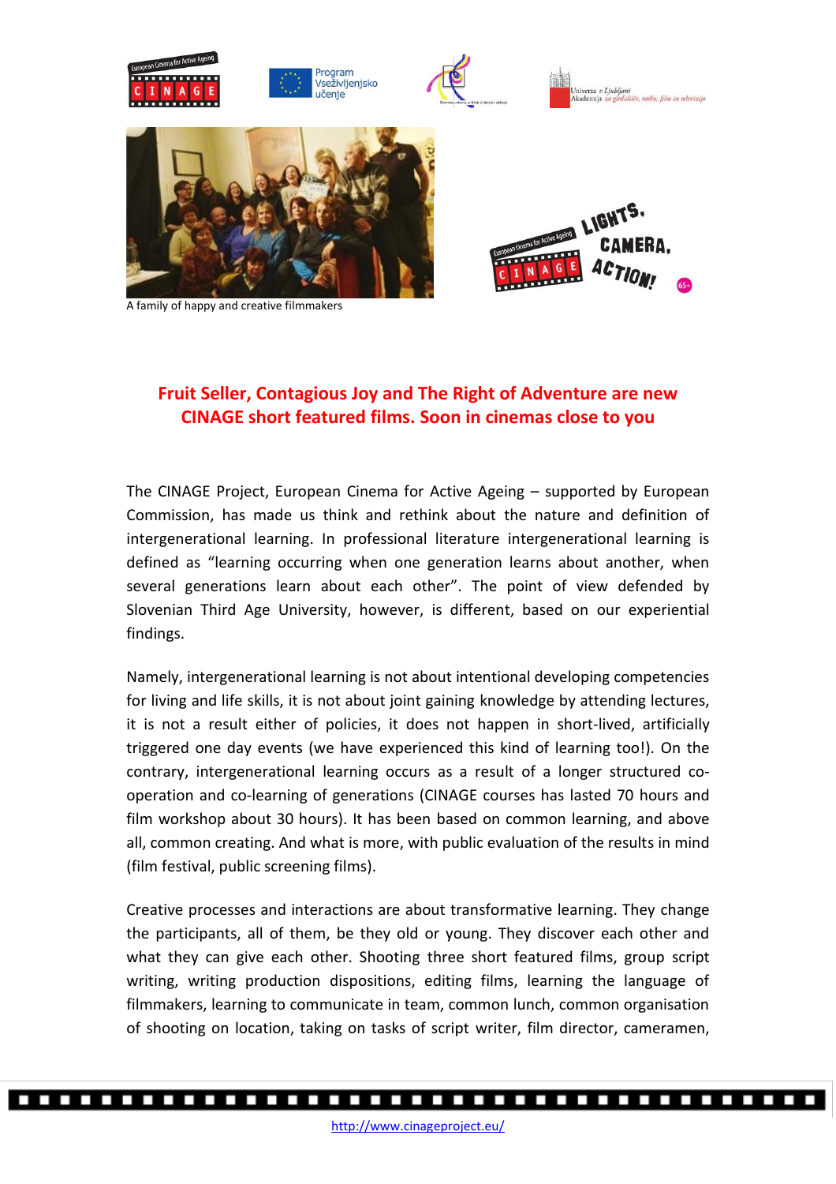A family of happy and creative filmmakers

## Fruit Seller, Contagious Joy and The Right of Adventure are new CINAGE short featured films. Soon in cinemas close to you

The CINAGE Project, European Cinema for Active Ageing – supported by European Commission, has made us think and rethink about the nature and definition of intergenerational learning. In professional literature intergenerational learning is defined as "learning occurring when one generation learns about another, when several generations learn about each other". The point of view defended by Slovenian Third Age University, however, is different, based on our experiential findings.

Namely, intergenerational learning is not about intentional developing competencies for living and life skills, it is not about joint gaining knowledge by attending lectures, it is not a result either of policies, it does not happen in short-lived, artificially triggered one day events (we have experienced this kind of learning too!). On the contrary, intergenerational learning occurs as a result of a longer structured co-operation and co-learning of generations (CINAGE courses has lasted 70 hours and film workshop about 30 hours). It has been based on common learning, and above all, common creating. And what is more, with public evaluation of the results in mind (film festival, public screening films).

Creative processes and interactions are about transformative learning. They change the participants, all of them, be they old or young. They discover each other and what they can give each other. Shooting three short featured films, group script writing, writing production dispositions, editing films, learning the language of filmmakers, learning to communicate in team, common lunch, common organisation of shooting on location, taking on tasks of script writer, film director, cameramen,

http://www.cinageproject.eu/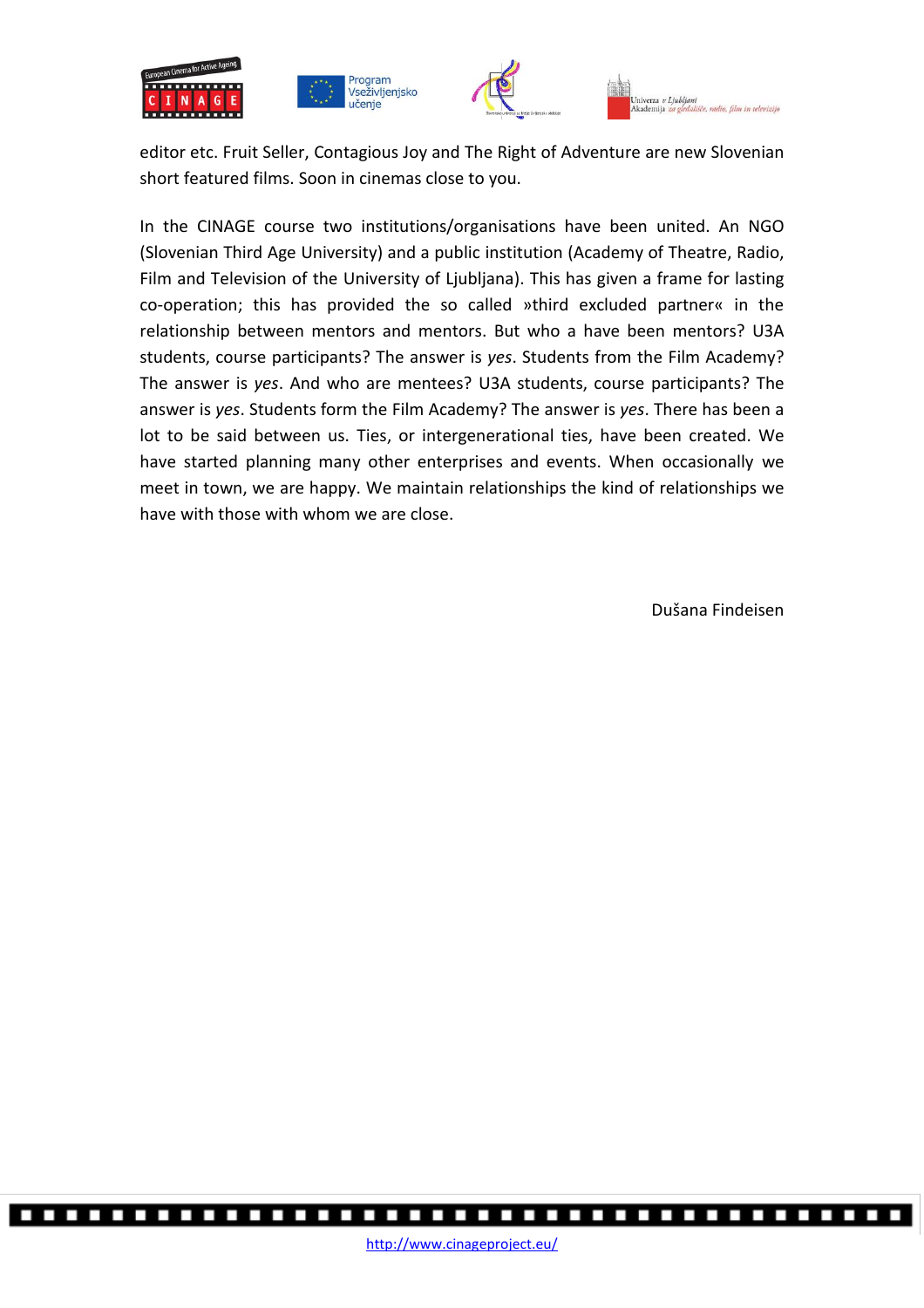editor etc. Fruit Seller, Contagious Joy and The Right of Adventure are new Slovenian short featured films. Soon in cinemas close to you.

In the CINAGE course two institutions/organisations have been united. An NGO (Slovenian Third Age University) and a public institution (Academy of Theatre, Radio, Film and Television of the University of Ljubljana). This has given a frame for lasting co-operation; this has provided the so called »third excluded partner« in the relationship between mentors and mentors. But who a have been mentors? U3A students, course participants? The answer is *yes*. Students from the Film Academy? The answer is *yes*. And who are mentees? U3A students, course participants? The answer is *yes*. Students form the Film Academy? The answer is *yes*. There has been a lot to be said between us. Ties, or intergenerational ties, have been created. We have started planning many other enterprises and events. When occasionally we meet in town, we are happy. We maintain relationships the kind of relationships we have with those with whom we are close.

Dušana Findeisen